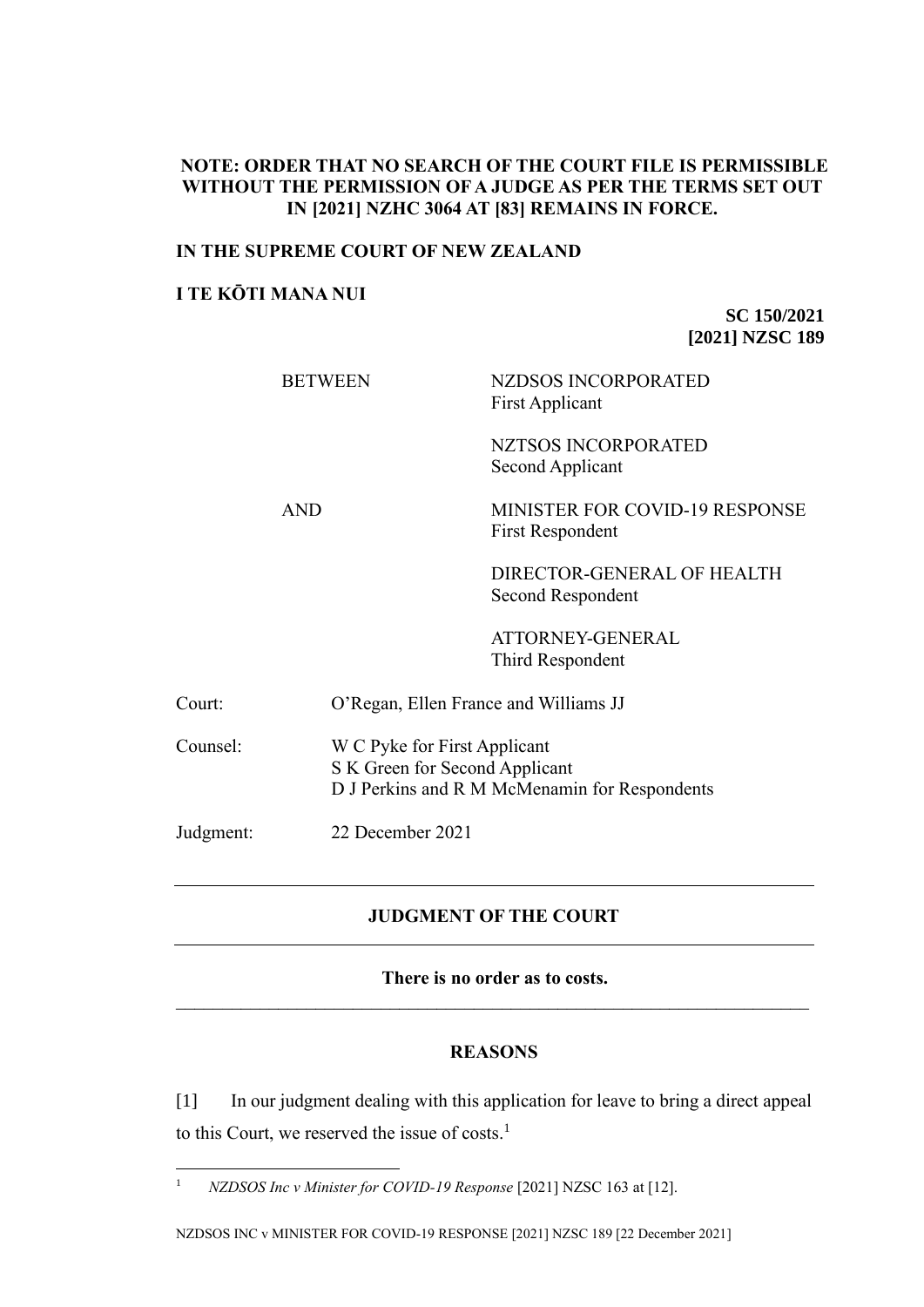**NOTE: ORDER THAT NO SEARCH OF THE COURT FILE IS PERMISSIBLE WITHOUT THE PERMISSION OF A JUDGE AS PER THE TERMS SET OUT IN [2021] NZHC 3064 AT [83] REMAINS IN FORCE.**

**IN THE SUPREME COURT OF NEW ZEALAND**

**I TE KŌTI MANA NUI**

**SC 150/2021**
**[2021] NZSC 189**

| | |
|---|---|
| BETWEEN | NZDSOS INCORPORATED<br>First Applicant |
| | NZTSOS INCORPORATED<br>Second Applicant |
| AND | MINISTER FOR COVID-19 RESPONSE<br>First Respondent |
| | DIRECTOR-GENERAL OF HEALTH<br>Second Respondent |
| | ATTORNEY-GENERAL<br>Third Respondent |

| | |
|---|---|
| Court: | O'Regan, Ellen France and Williams JJ |
| Counsel: | W C Pyke for First Applicant<br>S K Green for Second Applicant<br>D J Perkins and R M McMenamin for Respondents |
| Judgment: | 22 December 2021 |

---

**JUDGMENT OF THE COURT**

---

**There is no order as to costs.**

---

**REASONS**

[1] In our judgment dealing with this application for leave to bring a direct appeal to this Court, we reserved the issue of costs.[1]

[1] *NZDSOS Inc v Minister for COVID-19 Response* [2021] NZSC 163 at [12].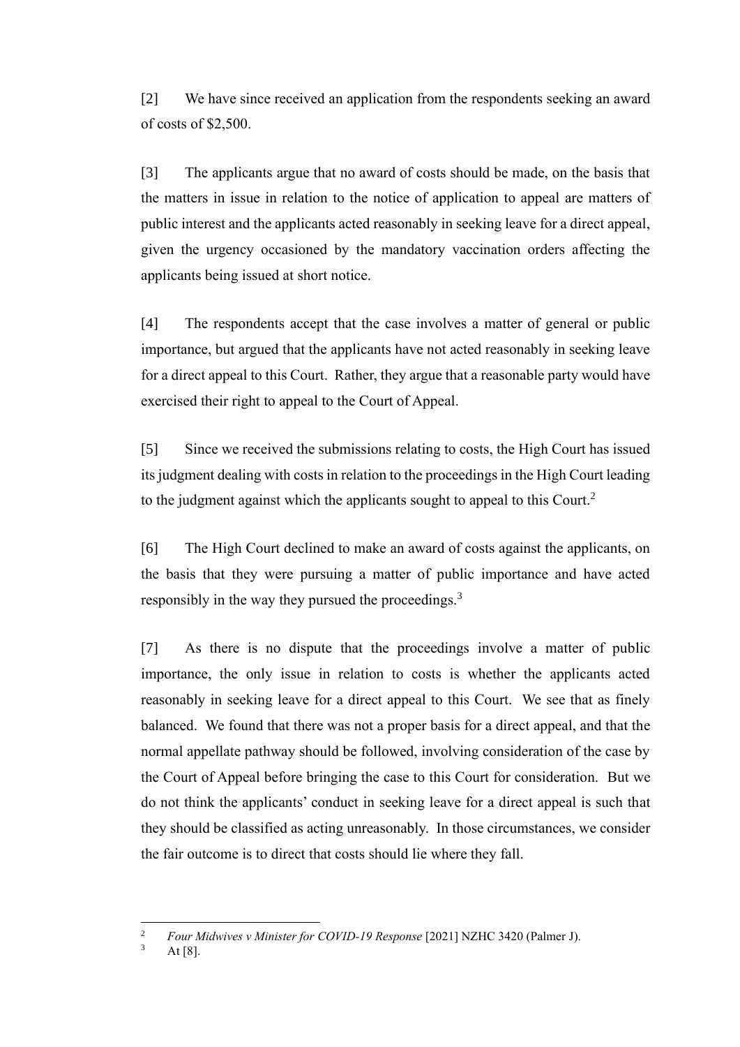[2] We have since received an application from the respondents seeking an award of costs of $2,500.

[3] The applicants argue that no award of costs should be made, on the basis that the matters in issue in relation to the notice of application to appeal are matters of public interest and the applicants acted reasonably in seeking leave for a direct appeal, given the urgency occasioned by the mandatory vaccination orders affecting the applicants being issued at short notice.

[4] The respondents accept that the case involves a matter of general or public importance, but argued that the applicants have not acted reasonably in seeking leave for a direct appeal to this Court. Rather, they argue that a reasonable party would have exercised their right to appeal to the Court of Appeal.

[5] Since we received the submissions relating to costs, the High Court has issued its judgment dealing with costs in relation to the proceedings in the High Court leading to the judgment against which the applicants sought to appeal to this Court.[2]

[6] The High Court declined to make an award of costs against the applicants, on the basis that they were pursuing a matter of public importance and have acted responsibly in the way they pursued the proceedings.[3]

[7] As there is no dispute that the proceedings involve a matter of public importance, the only issue in relation to costs is whether the applicants acted reasonably in seeking leave for a direct appeal to this Court. We see that as finely balanced. We found that there was not a proper basis for a direct appeal, and that the normal appellate pathway should be followed, involving consideration of the case by the Court of Appeal before bringing the case to this Court for consideration. But we do not think the applicants' conduct in seeking leave for a direct appeal is such that they should be classified as acting unreasonably. In those circumstances, we consider the fair outcome is to direct that costs should lie where they fall.

---

[2] *Four Midwives v Minister for COVID-19 Response* [2021] NZHC 3420 (Palmer J).

[3] At [8].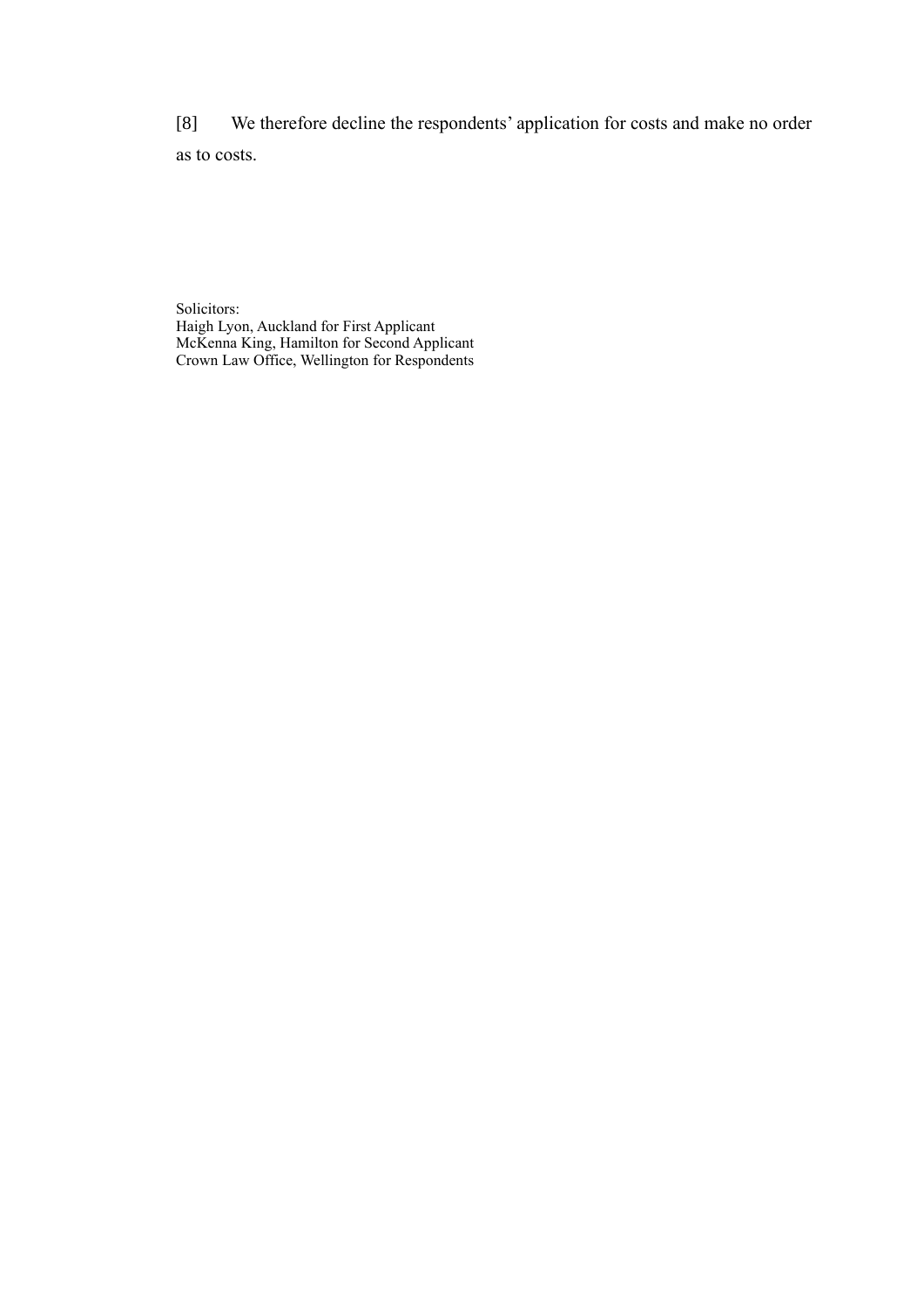[8] We therefore decline the respondents' application for costs and make no order as to costs.

Solicitors:
Haigh Lyon, Auckland for First Applicant
McKenna King, Hamilton for Second Applicant
Crown Law Office, Wellington for Respondents